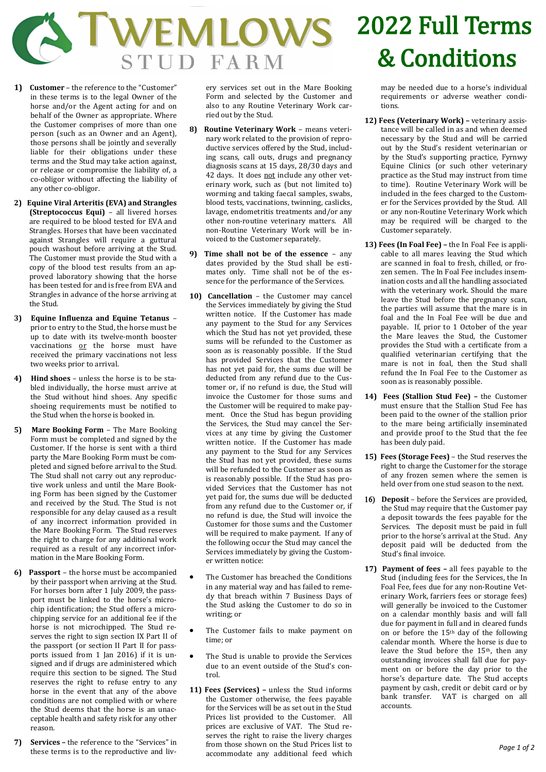# TWEMLOWS STUD FARM

# 2022 Full Terms & Conditions

1) **Customer** – the reference to the "Customer" in these terms is to the legal Owner of the horse and/or the Agent acting for and on behalf of the Owner as appropriate. Where the Customer comprises of more than one person (such as an Owner and an Agent), those persons shall be jointly and severally liable for their obligations under these terms and the Stud may take action against, or release or compromise the liability of, a co-obligor without affecting the liability of any other co-obligor.

2) **Equine Viral Arteritis (EVA) and Strangles (Streptococcus Equi)** – all livered horses are required to be blood tested for EVA and Strangles. Horses that have been vaccinated against Strangles will require a guttural pouch washout before arriving at the Stud. The Customer must provide the Stud with a copy of the blood test results from an approved laboratory showing that the horse has been tested for and is free from EVA and Strangles in advance of the horse arriving at the Stud.

3) **Equine Influenza and Equine Tetanus** – prior to entry to the Stud, the horse must be up to date with its twelve-month booster vaccinations or the horse must have received the primary vaccinations not less two weeks prior to arrival.

4) **Hind shoes** – unless the horse is to be stabled individually, the horse must arrive at the Stud without hind shoes. Any specific shoeing requirements must be notified to the Stud when the horse is booked in.

5) **Mare Booking Form** – The Mare Booking Form must be completed and signed by the Customer. If the horse is sent with a third party the Mare Booking Form must be completed and signed before arrival to the Stud. The Stud shall not carry out any reproductive work unless and until the Mare Booking Form has been signed by the Customer and received by the Stud. The Stud is not responsible for any delay caused as a result of any incorrect information provided in the Mare Booking Form. The Stud reserves the right to charge for any additional work required as a result of any incorrect information in the Mare Booking Form.

6) **Passport** – the horse must be accompanied by their passport when arriving at the Stud. For horses born after 1 July 2009, the passport must be linked to the horse's microchip identification; the Stud offers a microchipping service for an additional fee if the horse is not microchipped. The Stud reserves the right to sign section IX Part II of the passport (or section II Part II for passports issued from 1 Jan 2016) if it is unsigned and if drugs are administered which require this section to be signed. The Stud reserves the right to refuse entry to any horse in the event that any of the above conditions are not complied with or where the Stud deems that the horse is an unacceptable health and safety risk for any other reason.

7) **Services –** the reference to the "Services" in these terms is to the reproductive and livery services set out in the Mare Booking Form and selected by the Customer and also to any Routine Veterinary Work carried out by the Stud.

8) **Routine Veterinary Work** – means veterinary work related to the provision of reproductive services offered by the Stud, including scans, call outs, drugs and pregnancy diagnosis scans at 15 days, 28/30 days and 42 days. It does not include any other veterinary work, such as (but not limited to) worming and taking faecal samples, swabs, blood tests, vaccinations, twinning, caslicks, lavage, endometritis treatments and/or any other non-routine veterinary matters. All non-Routine Veterinary Work will be invoiced to the Customer separately.

9) **Time shall not be of the essence** – any dates provided by the Stud shall be estimates only. Time shall not be of the essence for the performance of the Services.

10) **Cancellation** – the Customer may cancel the Services immediately by giving the Stud written notice. If the Customer has made any payment to the Stud for any Services which the Stud has not yet provided, these sums will be refunded to the Customer as soon as is reasonably possible. If the Stud has provided Services that the Customer has not yet paid for, the sums due will be deducted from any refund due to the Customer or, if no refund is due, the Stud will invoice the Customer for those sums and the Customer will be required to make payment. Once the Stud has begun providing the Services, the Stud may cancel the Services at any time by giving the Customer written notice. If the Customer has made any payment to the Stud for any Services the Stud has not yet provided, these sums will be refunded to the Customer as soon as is reasonably possible. If the Stud has provided Services that the Customer has not yet paid for, the sums due will be deducted from any refund due to the Customer or, if no refund is due, the Stud will invoice the Customer for those sums and the Customer will be required to make payment. If any of the following occur the Stud may cancel the Services immediately by giving the Customer written notice:

- The Customer has breached the Conditions in any material way and has failed to remedy that breach within 7 Business Days of the Stud asking the Customer to do so in writing; or
- The Customer fails to make payment on time; or
- The Stud is unable to provide the Services due to an event outside of the Stud's control.

11) **Fees (Services) –** unless the Stud informs the Customer otherwise, the fees payable for the Services will be as set out in the Stud Prices list provided to the Customer. All prices are exclusive of VAT. The Stud reserves the right to raise the livery charges from those shown on the Stud Prices list to accommodate any additional feed which may be needed due to a horse's individual requirements or adverse weather conditions.

12) **Fees (Veterinary Work) –** veterinary assistance will be called in as and when deemed necessary by the Stud and will be carried out by the Stud's resident veterinarian or by the Stud's supporting practice, Fyrnwy Equine Clinics (or such other veterinary practice as the Stud may instruct from time to time). Routine Veterinary Work will be included in the fees charged to the Customer for the Services provided by the Stud. All or any non-Routine Veterinary Work which may be required will be charged to the Customer separately.

13) **Fees (In Foal Fee) –** the In Foal Fee is applicable to all mares leaving the Stud which are scanned in foal to fresh, chilled, or frozen semen. The In Foal Fee includes insemination costs and all the handling associated with the veterinary work. Should the mare leave the Stud before the pregnancy scan, the parties will assume that the mare is in foal and the In Foal Fee will be due and payable. If, prior to 1 October of the year the Mare leaves the Stud, the Customer provides the Stud with a certificate from a qualified veterinarian certifying that the mare is not in foal, then the Stud shall refund the In Foal Fee to the Customer as soon as is reasonably possible.

14) **Fees (Stallion Stud Fee) –** the Customer must ensure that the Stallion Stud Fee has been paid to the owner of the stallion prior to the mare being artificially inseminated and provide proof to the Stud that the fee has been duly paid.

15) **Fees (Storage Fees)** – the Stud reserves the right to charge the Customer for the storage of any frozen semen where the semen is held over from one stud season to the next.

16) **Deposit** – before the Services are provided, the Stud may require that the Customer pay a deposit towards the fees payable for the Services. The deposit must be paid in full prior to the horse's arrival at the Stud. Any deposit paid will be deducted from the Stud's final invoice.

17) **Payment of fees –** all fees payable to the Stud (including fees for the Services, the In Foal Fee, fees due for any non-Routine Veterinary Work, farriers fees or storage fees) will generally be invoiced to the Customer on a calendar monthly basis and will fall due for payment in full and in cleared funds on or before the 15th day of the following calendar month. Where the horse is due to leave the Stud before the 15th, then any outstanding invoices shall fall due for payment on or before the day prior to the horse's departure date. The Stud accepts payment by cash, credit or debit card or by bank transfer. VAT is charged on all accounts.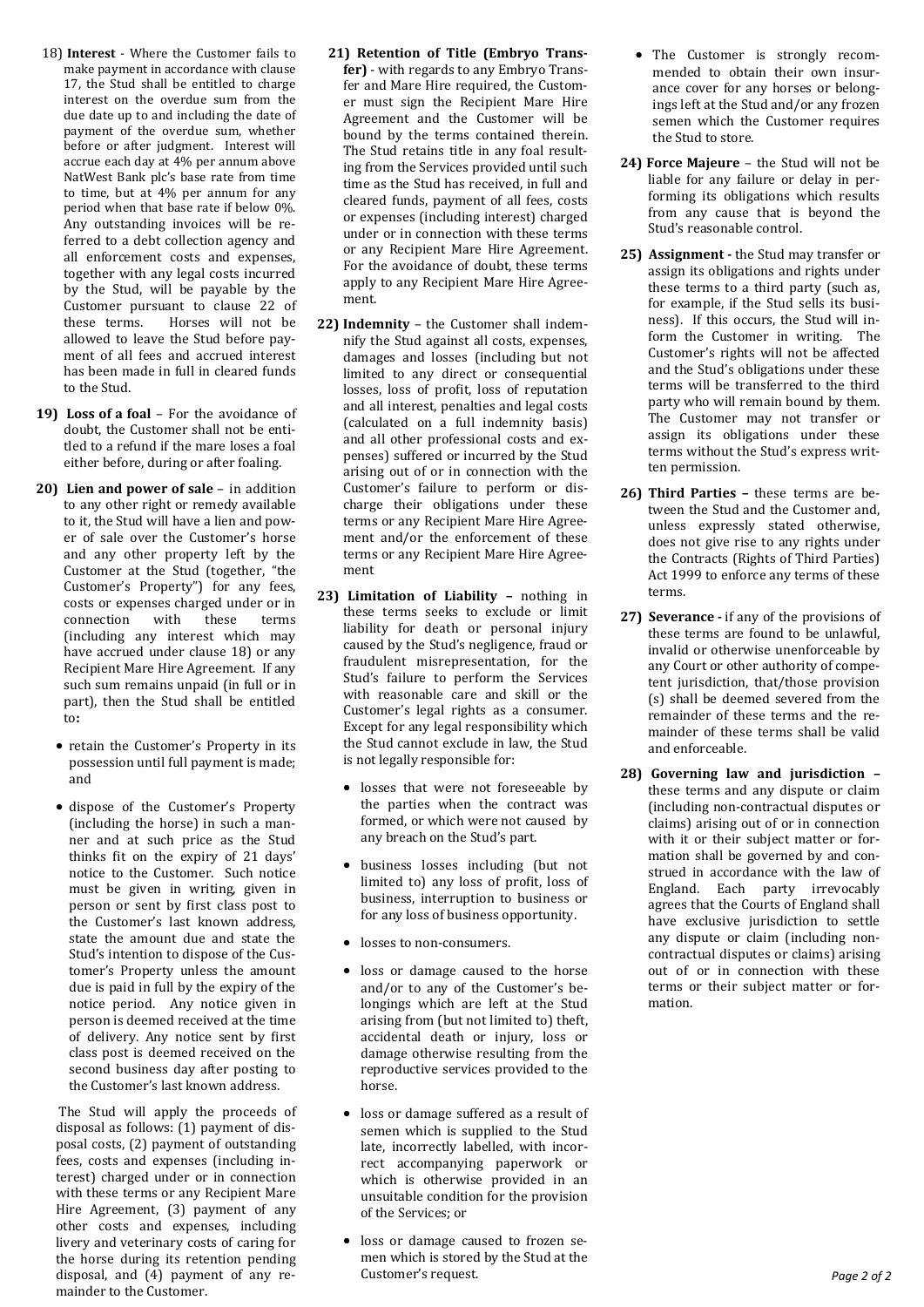18) **Interest** - Where the Customer fails to make payment in accordance with clause 17, the Stud shall be entitled to charge interest on the overdue sum from the due date up to and including the date of payment of the overdue sum, whether before or after judgment. Interest will accrue each day at 4% per annum above NatWest Bank plc's base rate from time to time, but at 4% per annum for any period when that base rate if below 0%. Any outstanding invoices will be referred to a debt collection agency and all enforcement costs and expenses, together with any legal costs incurred by the Stud, will be payable by the Customer pursuant to clause 22 of these terms. Horses will not be allowed to leave the Stud before payment of all fees and accrued interest has been made in full in cleared funds to the Stud.

**19) Loss of a foal** – For the avoidance of doubt, the Customer shall not be entitled to a refund if the mare loses a foal either before, during or after foaling.

**20) Lien and power of sale** – in addition to any other right or remedy available to it, the Stud will have a lien and power of sale over the Customer's horse and any other property left by the Customer at the Stud (together, "the Customer's Property") for any fees, costs or expenses charged under or in connection with these terms (including any interest which may have accrued under clause 18) or any Recipient Mare Hire Agreement. If any such sum remains unpaid (in full or in part), then the Stud shall be entitled to**:**

- retain the Customer's Property in its possession until full payment is made; and
- dispose of the Customer's Property (including the horse) in such a manner and at such price as the Stud thinks fit on the expiry of 21 days' notice to the Customer. Such notice must be given in writing, given in person or sent by first class post to the Customer's last known address, state the amount due and state the Stud's intention to dispose of the Customer's Property unless the amount due is paid in full by the expiry of the notice period. Any notice given in person is deemed received at the time of delivery. Any notice sent by first class post is deemed received on the second business day after posting to the Customer's last known address.

The Stud will apply the proceeds of disposal as follows: (1) payment of disposal costs, (2) payment of outstanding fees, costs and expenses (including interest) charged under or in connection with these terms or any Recipient Mare Hire Agreement, (3) payment of any other costs and expenses, including livery and veterinary costs of caring for the horse during its retention pending disposal, and (4) payment of any remainder to the Customer.

**21) Retention of Title (Embryo Transfer)** - with regards to any Embryo Transfer and Mare Hire required, the Customer must sign the Recipient Mare Hire Agreement and the Customer will be bound by the terms contained therein. The Stud retains title in any foal resulting from the Services provided until such time as the Stud has received, in full and cleared funds, payment of all fees, costs or expenses (including interest) charged under or in connection with these terms or any Recipient Mare Hire Agreement. For the avoidance of doubt, these terms apply to any Recipient Mare Hire Agreement.

**22) Indemnity** – the Customer shall indemnify the Stud against all costs, expenses, damages and losses (including but not limited to any direct or consequential losses, loss of profit, loss of reputation and all interest, penalties and legal costs (calculated on a full indemnity basis) and all other professional costs and expenses) suffered or incurred by the Stud arising out of or in connection with the Customer's failure to perform or discharge their obligations under these terms or any Recipient Mare Hire Agreement and/or the enforcement of these terms or any Recipient Mare Hire Agreement

**23) Limitation of Liability –** nothing in these terms seeks to exclude or limit liability for death or personal injury caused by the Stud's negligence, fraud or fraudulent misrepresentation, for the Stud's failure to perform the Services with reasonable care and skill or the Customer's legal rights as a consumer. Except for any legal responsibility which the Stud cannot exclude in law, the Stud is not legally responsible for:

- losses that were not foreseeable by the parties when the contract was formed, or which were not caused by any breach on the Stud's part.
- business losses including (but not limited to) any loss of profit, loss of business, interruption to business or for any loss of business opportunity.
- losses to non-consumers.
- loss or damage caused to the horse and/or to any of the Customer's belongings which are left at the Stud arising from (but not limited to) theft, accidental death or injury, loss or damage otherwise resulting from the reproductive services provided to the horse.
- loss or damage suffered as a result of semen which is supplied to the Stud late, incorrectly labelled, with incorrect accompanying paperwork or which is otherwise provided in an unsuitable condition for the provision of the Services; or
- loss or damage caused to frozen semen which is stored by the Stud at the Customer's request.
- The Customer is strongly recommended to obtain their own insurance cover for any horses or belongings left at the Stud and/or any frozen semen which the Customer requires the Stud to store.

**24) Force Majeure** – the Stud will not be liable for any failure or delay in performing its obligations which results from any cause that is beyond the Stud's reasonable control.

**25) Assignment -** the Stud may transfer or assign its obligations and rights under these terms to a third party (such as, for example, if the Stud sells its business). If this occurs, the Stud will inform the Customer in writing. The Customer's rights will not be affected and the Stud's obligations under these terms will be transferred to the third party who will remain bound by them. The Customer may not transfer or assign its obligations under these terms without the Stud's express written permission.

**26) Third Parties –** these terms are between the Stud and the Customer and, unless expressly stated otherwise, does not give rise to any rights under the Contracts (Rights of Third Parties) Act 1999 to enforce any terms of these terms.

**27) Severance -** if any of the provisions of these terms are found to be unlawful, invalid or otherwise unenforceable by any Court or other authority of competent jurisdiction, that/those provision (s) shall be deemed severed from the remainder of these terms and the remainder of these terms shall be valid and enforceable.

**28) Governing law and jurisdiction –** these terms and any dispute or claim (including non-contractual disputes or claims) arising out of or in connection with it or their subject matter or formation shall be governed by and construed in accordance with the law of England. Each party irrevocably agrees that the Courts of England shall have exclusive jurisdiction to settle any dispute or claim (including non-contractual disputes or claims) arising out of or in connection with these terms or their subject matter or formation.